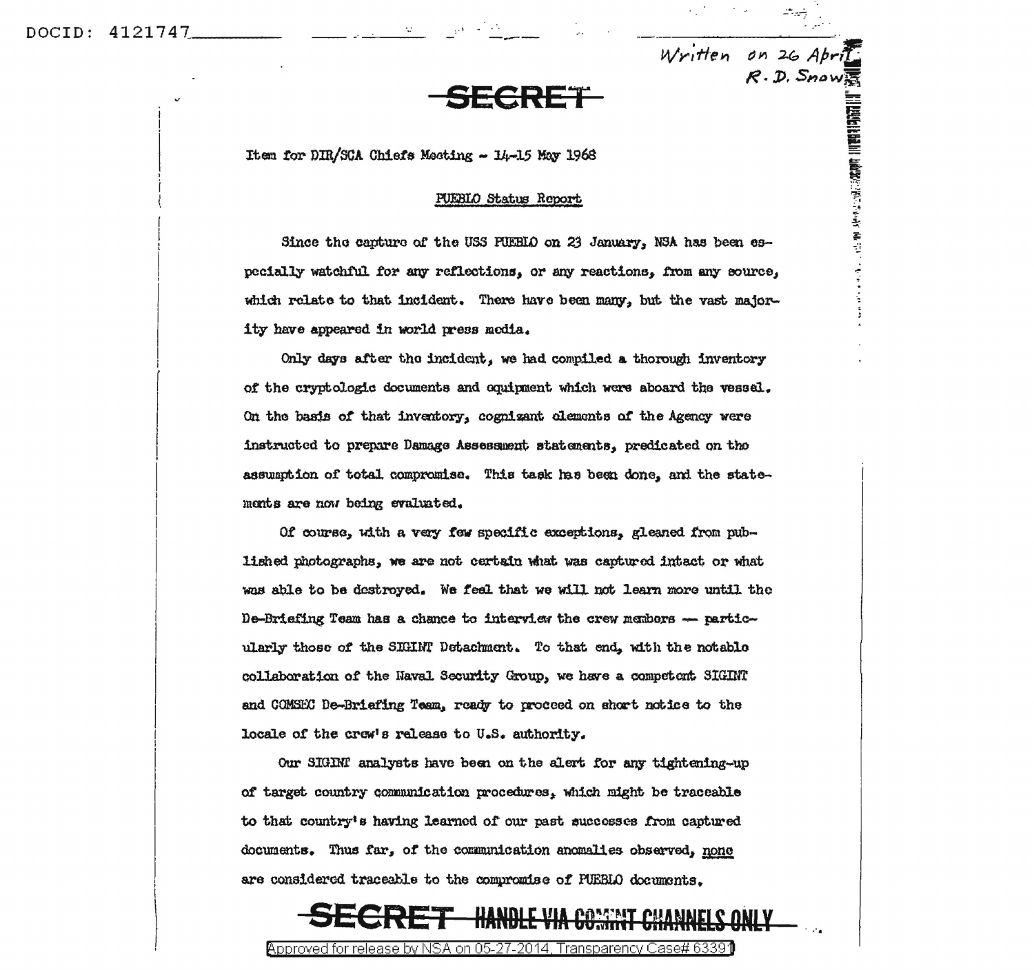DOCID: 4121747

*Written on 26 April*
*R. D. Snow*

**SECRET**

Item for DIR/SCA Chiefs Meeting - 14-15 May 1968

PUEBLO Status Report

Since the capture of the USS PUEBLO on 23 January, NSA has been especially watchful for any reflections, or any reactions, from any source, which relate to that incident. There have been many, but the vast majority have appeared in world press media.

Only days after the incident, we had compiled a thorough inventory of the cryptologic documents and equipment which were aboard the vessel. On the basis of that inventory, cognizant elements of the Agency were instructed to prepare Damage Assessment statements, predicated on the assumption of total compromise. This task has been done, and the statements are now being evaluated.

Of course, with a very few specific exceptions, gleaned from published photographs, we are not certain what was captured intact or what was able to be destroyed. We feel that we will not learn more until the De-Briefing Team has a chance to interview the crew members — particularly those of the SIGINT Detachment. To that end, with the notable collaboration of the Naval Security Group, we have a competent SIGINT and COMSEC De-Briefing Team, ready to proceed on short notice to the locale of the crew's release to U.S. authority.

Our SIGINT analysts have been on the alert for any tightening-up of target country communication procedures, which might be traceable to that country's having learned of our past successes from captured documents. Thus far, of the communication anomalies observed, none are considered traceable to the compromise of PUEBLO documents.

**SECRET HANDLE VIA COMINT CHANNELS ONLY**

Approved for release by NSA on 05-27-2014, Transparency Case# 63391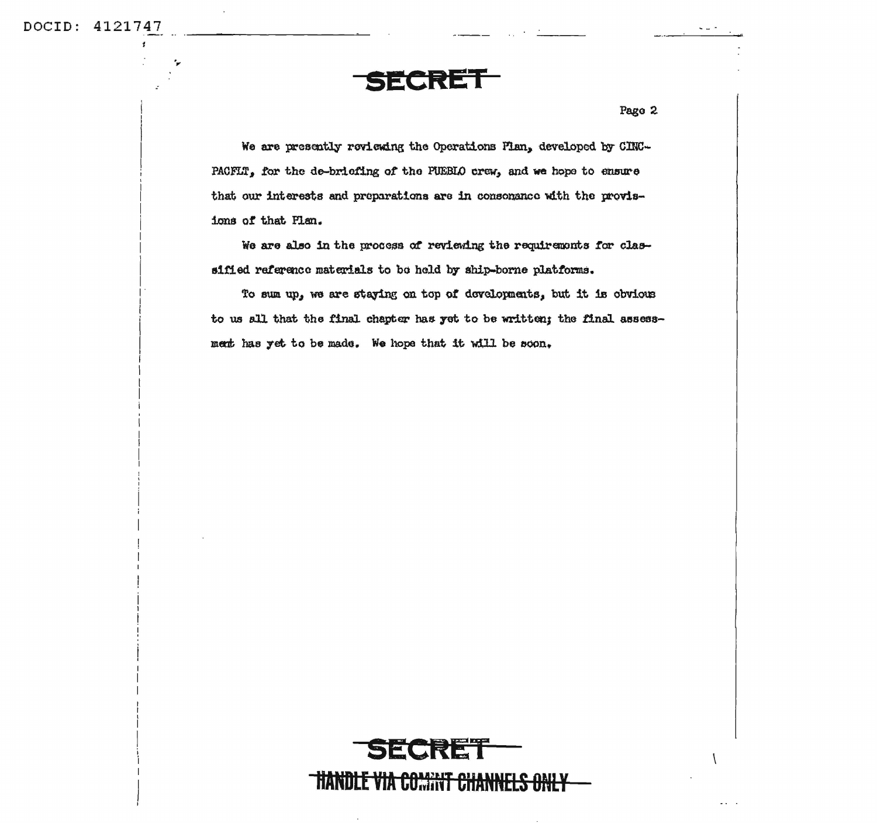**SECRET**

We are presently reviewing the Operations Plan, developed by CINC-PACFLT, for the de-briefing of the PUEBLO crew, and we hope to ensure that our interests and preparations are in consonance with the provisions of that Plan.

We are also in the process of reviewing the requirements for classified reference materials to be held by ship-borne platforms.

To sum up, we are staying on top of developments, but it is obvious to us all that the final chapter has yet to be written; the final assessment has yet to be made. We hope that it will be soon.

**SECRET**

**HANDLE VIA COMINT CHANNELS ONLY**